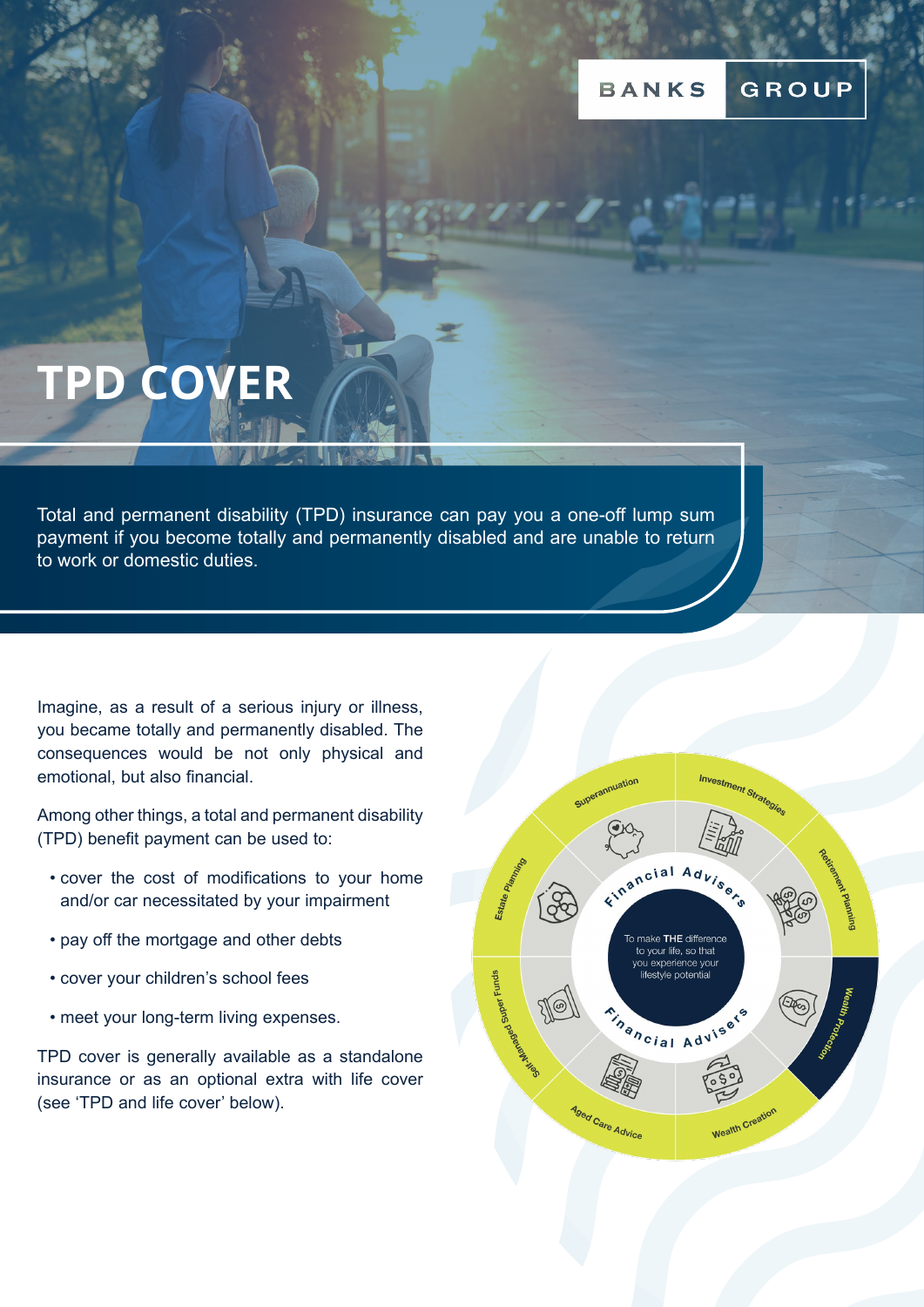BANKS GROUP

# TPD COVER

Total and permanent disability (TPD) insurance can pay you a one-off lump sum payment if you become totally and permanently disabled and are unable to return to work or domestic duties.

Imagine, as a result of a serious injury or illness, you became totally and permanently disabled. The consequences would be not only physical and emotional, but also financial.

Among other things, a total and permanent disability (TPD) benefit payment can be used to:

- cover the cost of modifications to your home and/or car necessitated by your impairment
- pay off the mortgage and other debts
- cover your children's school fees
- meet your long-term living expenses.

TPD cover is generally available as a standalone insurance or as an optional extra with life cover (see 'TPD and life cover' below).

Superannuation | Investment Strategies | Retirement Planning | Wealth Protection | Wealth Creation | Aged Care Advice | Self-Managed Super Funds | Estate Planning

Financial Advisers

To make **THE** difference to your life, so that you experience your lifestyle potential

Financial Advisers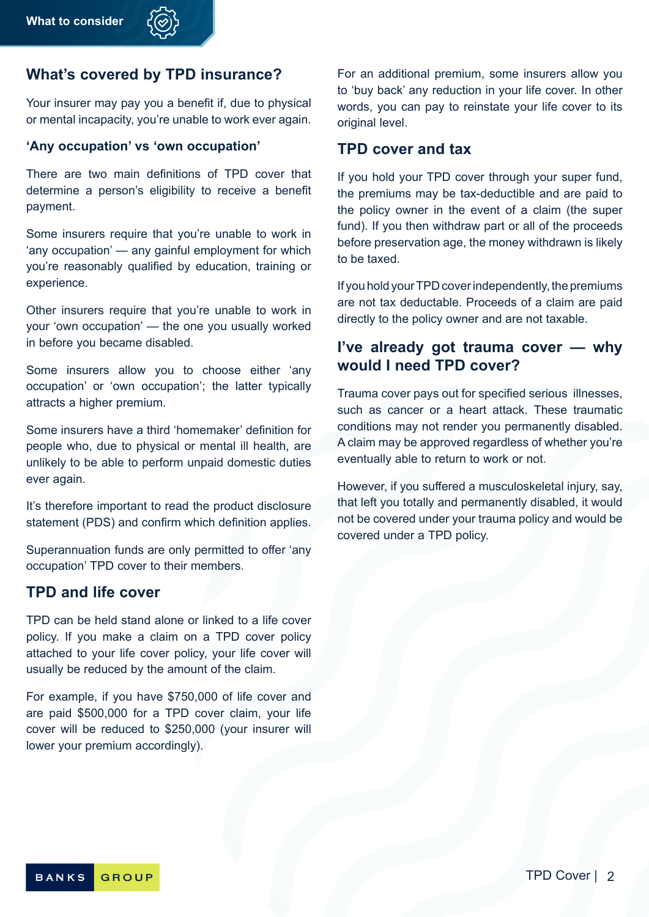## What's covered by TPD insurance?

Your insurer may pay you a benefit if, due to physical or mental incapacity, you're unable to work ever again.

### 'Any occupation' vs 'own occupation'

There are two main definitions of TPD cover that determine a person's eligibility to receive a benefit payment.

Some insurers require that you're unable to work in 'any occupation' — any gainful employment for which you're reasonably qualified by education, training or experience.

Other insurers require that you're unable to work in your 'own occupation' — the one you usually worked in before you became disabled.

Some insurers allow you to choose either 'any occupation' or 'own occupation'; the latter typically attracts a higher premium.

Some insurers have a third 'homemaker' definition for people who, due to physical or mental ill health, are unlikely to be able to perform unpaid domestic duties ever again.

It's therefore important to read the product disclosure statement (PDS) and confirm which definition applies.

Superannuation funds are only permitted to offer 'any occupation' TPD cover to their members.

## TPD and life cover

TPD can be held stand alone or linked to a life cover policy. If you make a claim on a TPD cover policy attached to your life cover policy, your life cover will usually be reduced by the amount of the claim.

For example, if you have $750,000 of life cover and are paid $500,000 for a TPD cover claim, your life cover will be reduced to $250,000 (your insurer will lower your premium accordingly).

For an additional premium, some insurers allow you to 'buy back' any reduction in your life cover. In other words, you can pay to reinstate your life cover to its original level.

## TPD cover and tax

If you hold your TPD cover through your super fund, the premiums may be tax-deductible and are paid to the policy owner in the event of a claim (the super fund). If you then withdraw part or all of the proceeds before preservation age, the money withdrawn is likely to be taxed.

If you hold your TPD cover independently, the premiums are not tax deductable. Proceeds of a claim are paid directly to the policy owner and are not taxable.

## I've already got trauma cover — why would I need TPD cover?

Trauma cover pays out for specified serious illnesses, such as cancer or a heart attack. These traumatic conditions may not render you permanently disabled. A claim may be approved regardless of whether you're eventually able to return to work or not.

However, if you suffered a musculoskeletal injury, say, that left you totally and permanently disabled, it would not be covered under your trauma policy and would be covered under a TPD policy.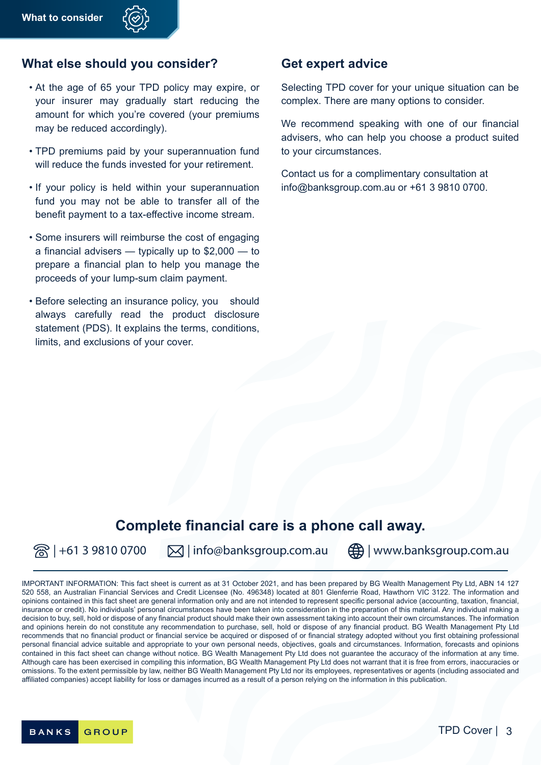## What else should you consider?

- At the age of 65 your TPD policy may expire, or your insurer may gradually start reducing the amount for which you're covered (your premiums may be reduced accordingly).
- TPD premiums paid by your superannuation fund will reduce the funds invested for your retirement.
- If your policy is held within your superannuation fund you may not be able to transfer all of the benefit payment to a tax-effective income stream.
- Some insurers will reimburse the cost of engaging a financial advisers — typically up to $2,000 — to prepare a financial plan to help you manage the proceeds of your lump-sum claim payment.
- Before selecting an insurance policy, you should always carefully read the product disclosure statement (PDS). It explains the terms, conditions, limits, and exclusions of your cover.

## Get expert advice

Selecting TPD cover for your unique situation can be complex. There are many options to consider.

We recommend speaking with one of our financial advisers, who can help you choose a product suited to your circumstances.

Contact us for a complimentary consultation at info@banksgroup.com.au or +61 3 9810 0700.

## Complete financial care is a phone call away.

| +61 3 9810 0700 | info@banksgroup.com.au | www.banksgroup.com.au

IMPORTANT INFORMATION: This fact sheet is current as at 31 October 2021, and has been prepared by BG Wealth Management Pty Ltd, ABN 14 127 520 558, an Australian Financial Services and Credit Licensee (No. 496348) located at 801 Glenferrie Road, Hawthorn VIC 3122. The information and opinions contained in this fact sheet are general information only and are not intended to represent specific personal advice (accounting, taxation, financial, insurance or credit). No individuals' personal circumstances have been taken into consideration in the preparation of this material. Any individual making a decision to buy, sell, hold or dispose of any financial product should make their own assessment taking into account their own circumstances. The information and opinions herein do not constitute any recommendation to purchase, sell, hold or dispose of any financial product. BG Wealth Management Pty Ltd recommends that no financial product or financial service be acquired or disposed of or financial strategy adopted without you first obtaining professional personal financial advice suitable and appropriate to your own personal needs, objectives, goals and circumstances. Information, forecasts and opinions contained in this fact sheet can change without notice. BG Wealth Management Pty Ltd does not guarantee the accuracy of the information at any time. Although care has been exercised in compiling this information, BG Wealth Management Pty Ltd does not warrant that it is free from errors, inaccuracies or omissions. To the extent permissible by law, neither BG Wealth Management Pty Ltd nor its employees, representatives or agents (including associated and affiliated companies) accept liability for loss or damages incurred as a result of a person relying on the information in this publication.

BANKS GROUP